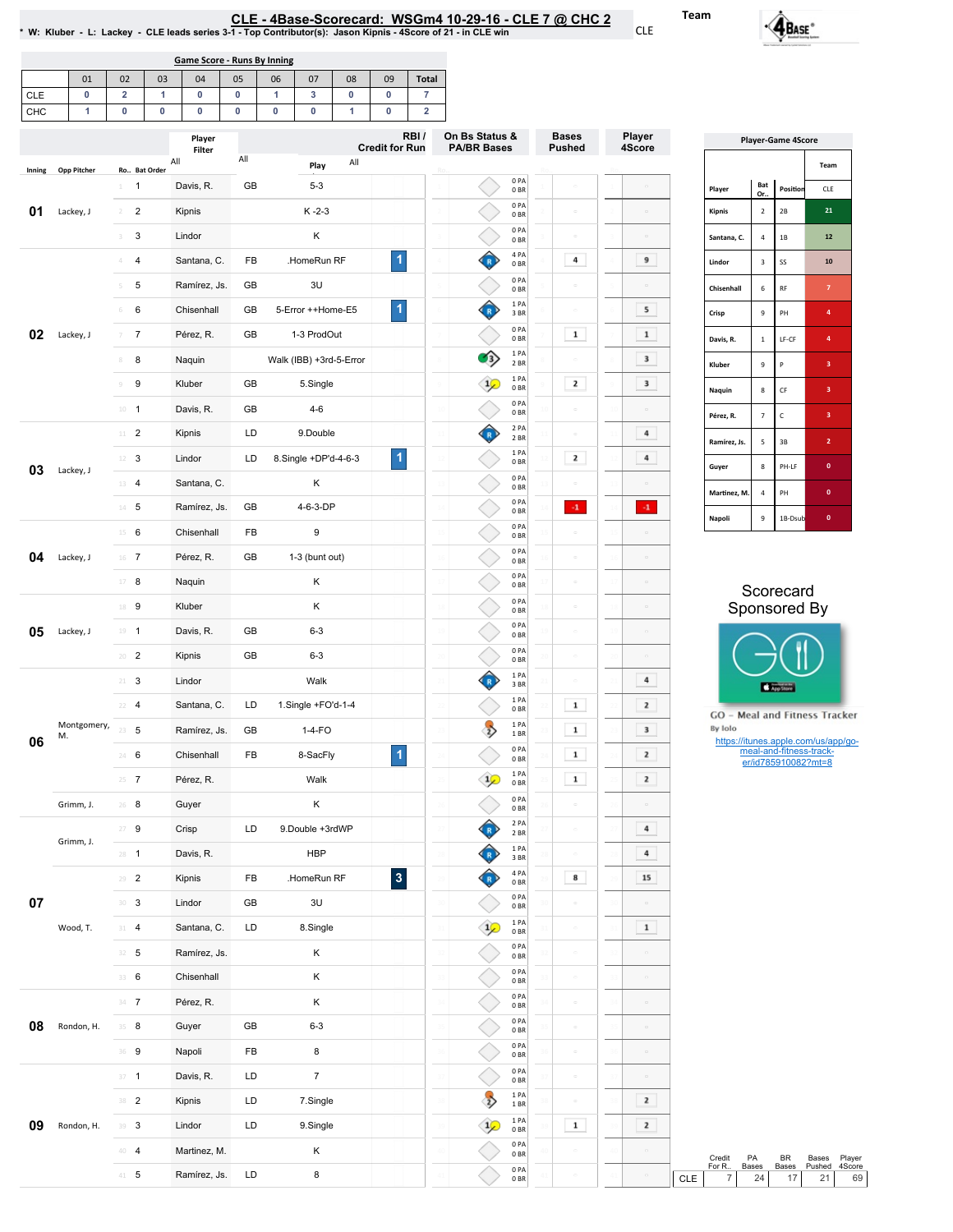# CLE - 4Base-Scorecard: WSGm4 10-29-16 - CLE 7 @ CHC 2

* W: Kluber - L: Lackey - CLE leads series 3-1 - Top Contributor(s): Jason Kipnis - 4Score of 21 - in CLE win

Team: CLE

## Game Score - Runs By Inning

| | 01 | 02 | 03 | 04 | 05 | 06 | 07 | 08 | 09 | Total |
|---|---|---|---|---|---|---|---|---|---|---|
| CLE | 0 | 2 | 1 | 0 | 0 | 1 | 3 | 0 | 0 | 7 |
| CHC | 1 | 0 | 0 | 0 | 0 | 0 | 0 | 1 | 0 | 2 |

| Inning | Opp Pitcher | Ro.. | Bat Order | Player | | Play | RBI / Credit for Run | On Bs Status & PA/BR Bases | Bases Pushed | Player 4Score |
|---|---|---|---|---|---|---|---|---|---|---|
| 01 | Lackey, J | 1 | 1 | Davis, R. | GB | 5-3 | | 0 PA 0 BR | | |
| | | 2 | 2 | Kipnis | | K -2-3 | | 0 PA 0 BR | | |
| | | 3 | 3 | Lindor | | K | | 0 PA 0 BR | | |
| 02 | Lackey, J | 4 | 4 | Santana, C. | FB | .HomeRun RF | 1 | 4 PA 0 BR | 4 | 9 |
| | | 5 | 5 | Ramírez, Js. | GB | 3U | | 0 PA 0 BR | | |
| | | 6 | 6 | Chisenhall | GB | 5-Error ++Home-E5 | 1 | 1 PA 3 BR | | 5 |
| | | 7 | 7 | Pérez, R. | GB | 1-3 ProdOut | | 0 PA 0 BR | 1 | 1 |
| | | 8 | 8 | Naquin | | Walk (IBB) +3rd-5-Error | | 1 PA 2 BR | | 3 |
| | | 9 | 9 | Kluber | GB | 5.Single | | 1 PA 0 BR | 2 | 3 |
| 03 | Lackey, J | 10 | 1 | Davis, R. | GB | 4-6 | | 0 PA 0 BR | | |
| | | 11 | 2 | Kipnis | LD | 9.Double | | 2 PA 2 BR | | 4 |
| | | 12 | 3 | Lindor | LD | 8.Single +DP'd-4-6-3 | 1 | 1 PA 0 BR | 2 | 4 |
| | | 13 | 4 | Santana, C. | | K | | 0 PA 0 BR | | |
| | | 14 | 5 | Ramírez, Js. | GB | 4-6-3-DP | | 0 PA 0 BR | -1 | -1 |
| 04 | Lackey, J | 15 | 6 | Chisenhall | FB | 9 | | 0 PA 0 BR | | |
| | | 16 | 7 | Pérez, R. | GB | 1-3 (bunt out) | | 0 PA 0 BR | | |
| | | 17 | 8 | Naquin | | K | | 0 PA 0 BR | | |
| 05 | Lackey, J | 18 | 9 | Kluber | | K | | 0 PA 0 BR | | |
| | | 19 | 1 | Davis, R. | GB | 6-3 | | 0 PA 0 BR | | |
| | | 20 | 2 | Kipnis | GB | 6-3 | | 0 PA 0 BR | | |
| 06 | Montgomery, M. | 21 | 3 | Lindor | | Walk | | 1 PA 3 BR | | 4 |
| | | 22 | 4 | Santana, C. | LD | 1.Single +FO'd-1-4 | | 1 PA 0 BR | 1 | 2 |
| | | 23 | 5 | Ramírez, Js. | GB | 1-4-FO | | 1 PA 1 BR | 1 | 3 |
| | | 24 | 6 | Chisenhall | FB | 8-SacFly | 1 | 0 PA 0 BR | 1 | 2 |
| | | 25 | 7 | Pérez, R. | | Walk | | 1 PA 0 BR | 1 | 2 |
| | Grimm, J. | 26 | 8 | Guyer | | K | | 0 PA 0 BR | | |
| 07 | Grimm, J. | 27 | 9 | Crisp | LD | 9.Double +3rdWP | | 2 PA 2 BR | | 4 |
| | | 28 | 1 | Davis, R. | | HBP | | 1 PA 3 BR | | 4 |
| | | 29 | 2 | Kipnis | FB | .HomeRun RF | 3 | 4 PA 0 BR | 8 | 15 |
| | Wood, T. | 30 | 3 | Lindor | GB | 3U | | 0 PA 0 BR | | |
| | | 31 | 4 | Santana, C. | LD | 8.Single | | 1 PA 0 BR | | 1 |
| | | 32 | 5 | Ramírez, Js. | | K | | 0 PA 0 BR | | |
| | | 33 | 6 | Chisenhall | | K | | 0 PA 0 BR | | |
| 08 | Rondon, H. | 34 | 7 | Pérez, R. | | K | | 0 PA 0 BR | | |
| | | 35 | 8 | Guyer | GB | 6-3 | | 0 PA 0 BR | | |
| | | 36 | 9 | Napoli | FB | 8 | | 0 PA 0 BR | | |
| 09 | Rondon, H. | 37 | 1 | Davis, R. | LD | 7 | | 0 PA 0 BR | | |
| | | 38 | 2 | Kipnis | LD | 7.Single | | 1 PA 1 BR | | 2 |
| | | 39 | 3 | Lindor | LD | 9.Single | | 1 PA 0 BR | 1 | 2 |
| | | 40 | 4 | Martinez, M. | | K | | 0 PA 0 BR | | |
| | | 41 | 5 | Ramírez, Js. | LD | 8 | | 0 PA 0 BR | | |

| | Credit For R.. | PA Bases | BR Bases | Bases Pushed | Player 4Score |
|---|---|---|---|---|---|
| CLE | 7 | 24 | 17 | 21 | 69 |

## Player-Game 4Score

| Player | Bat Or.. | Position | CLE |
|---|---|---|---|
| Kipnis | 2 | 2B | 21 |
| Santana, C. | 4 | 1B | 12 |
| Lindor | 3 | SS | 10 |
| Chisenhall | 6 | RF | 7 |
| Crisp | 9 | PH | 4 |
| Davis, R. | 1 | LF-CF | 4 |
| Kluber | 9 | P | 3 |
| Naquin | 8 | CF | 3 |
| Pérez, R. | 7 | C | 3 |
| Ramirez, Js. | 5 | 3B | 2 |
| Guyer | 8 | PH-LF | 0 |
| Martinez, M. | 4 | PH | 0 |
| Napoli | 9 | 1B-Dsub | 0 |

Scorecard Sponsored By

GO - Meal and Fitness Tracker
By Iolo
https://itunes.apple.com/us/app/go-meal-and-fitness-track-er/id785910082?mt=8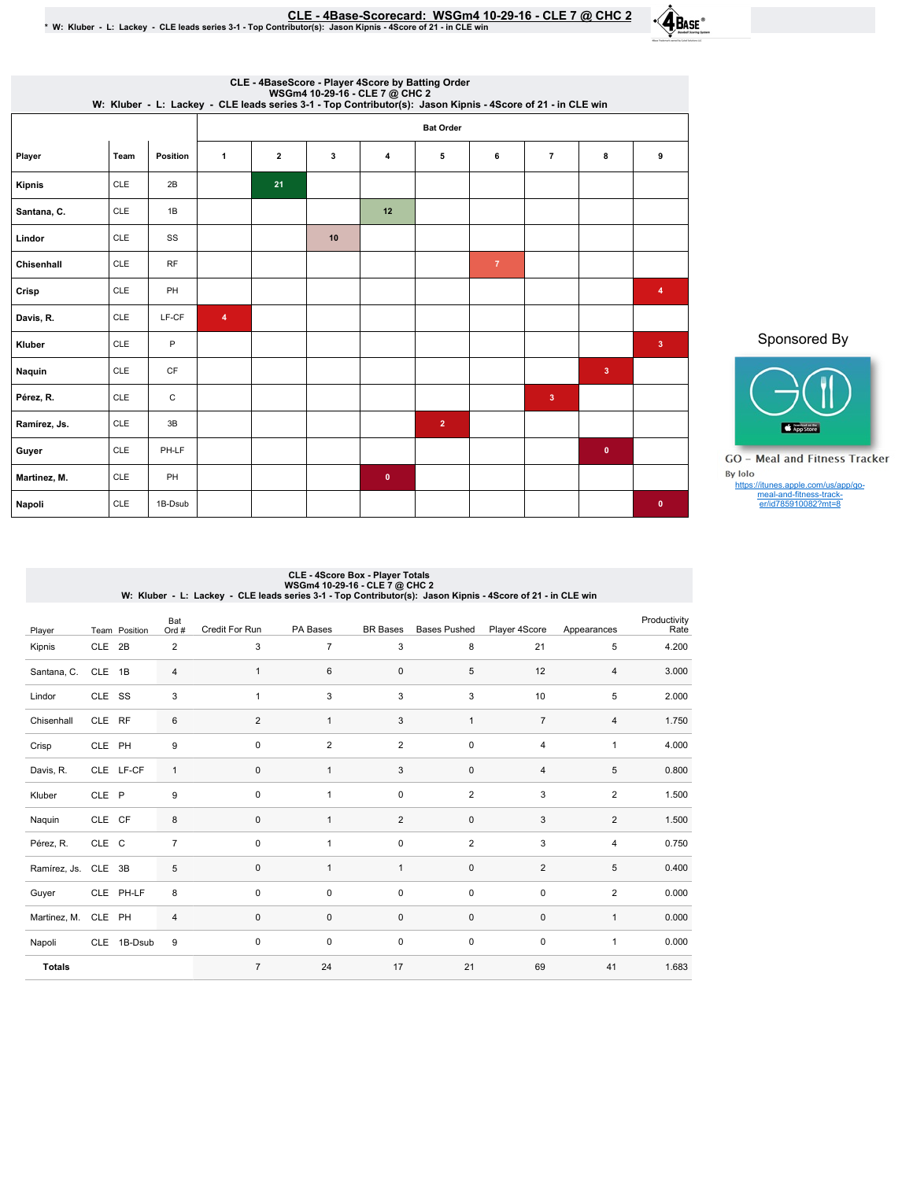# CLE - 4Base-Scorecard: WSGm4 10-29-16 - CLE 7 @ CHC 2

\* W: Kluber - L: Lackey - CLE leads series 3-1 - Top Contributor(s): Jason Kipnis - 4Score of 21 - in CLE win

## CLE - 4BaseScore - Player 4Score by Batting Order
WSGm4 10-29-16 - CLE 7 @ CHC 2
W: Kluber - L: Lackey - CLE leads series 3-1 - Top Contributor(s): Jason Kipnis - 4Score of 21 - in CLE win

| Player | Team | Position | Bat Order 1 | 2 | 3 | 4 | 5 | 6 | 7 | 8 | 9 |
|---|---|---|---|---|---|---|---|---|---|---|---|
| Kipnis | CLE | 2B | | 21 | | | | | | | |
| Santana, C. | CLE | 1B | | | | 12 | | | | | |
| Lindor | CLE | SS | | | 10 | | | | | | |
| Chisenhall | CLE | RF | | | | | | 7 | | | |
| Crisp | CLE | PH | | | | | | | | | 4 |
| Davis, R. | CLE | LF-CF | 4 | | | | | | | | |
| Kluber | CLE | P | | | | | | | | | 3 |
| Naquin | CLE | CF | | | | | | | | 3 | |
| Pérez, R. | CLE | C | | | | | | | 3 | | |
| Ramirez, Js. | CLE | 3B | | | | | 2 | | | | |
| Guyer | CLE | PH-LF | | | | | | | | 0 | |
| Martinez, M. | CLE | PH | | | | 0 | | | | | |
| Napoli | CLE | 1B-Dsub | | | | | | | | | 0 |

Sponsored By

GO - Meal and Fitness Tracker
By Iolo
https://itunes.apple.com/us/app/go-meal-and-fitness-tracker/id785910082?mt=8

## CLE - 4Score Box - Player Totals
WSGm4 10-29-16 - CLE 7 @ CHC 2
W: Kluber - L: Lackey - CLE leads series 3-1 - Top Contributor(s): Jason Kipnis - 4Score of 21 - in CLE win

| Player | Team | Position | Bat Ord # | Credit For Run | PA Bases | BR Bases | Bases Pushed | Player 4Score | Appearances | Productivity Rate |
|---|---|---|---|---|---|---|---|---|---|---|
| Kipnis | CLE | 2B | 2 | 3 | 7 | 3 | 8 | 21 | 5 | 4.200 |
| Santana, C. | CLE | 1B | 4 | 1 | 6 | 0 | 5 | 12 | 4 | 3.000 |
| Lindor | CLE | SS | 3 | 1 | 3 | 3 | 3 | 10 | 5 | 2.000 |
| Chisenhall | CLE | RF | 6 | 2 | 1 | 3 | 1 | 7 | 4 | 1.750 |
| Crisp | CLE | PH | 9 | 0 | 2 | 2 | 0 | 4 | 1 | 4.000 |
| Davis, R. | CLE | LF-CF | 1 | 0 | 1 | 3 | 0 | 4 | 5 | 0.800 |
| Kluber | CLE | P | 9 | 0 | 1 | 0 | 2 | 3 | 2 | 1.500 |
| Naquin | CLE | CF | 8 | 0 | 1 | 2 | 0 | 3 | 2 | 1.500 |
| Pérez, R. | CLE | C | 7 | 0 | 1 | 0 | 2 | 3 | 4 | 0.750 |
| Ramírez, Js. | CLE | 3B | 5 | 0 | 1 | 1 | 0 | 2 | 5 | 0.400 |
| Guyer | CLE | PH-LF | 8 | 0 | 0 | 0 | 0 | 0 | 2 | 0.000 |
| Martinez, M. | CLE | PH | 4 | 0 | 0 | 0 | 0 | 0 | 1 | 0.000 |
| Napoli | CLE | 1B-Dsub | 9 | 0 | 0 | 0 | 0 | 0 | 1 | 0.000 |
| **Totals** | | | | 7 | 24 | 17 | 21 | 69 | 41 | 1.683 |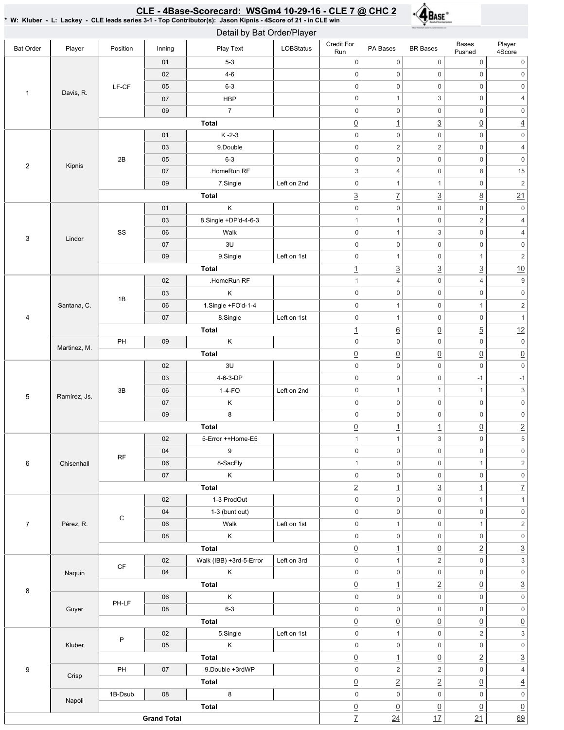# CLE - 4Base-Scorecard: WSGm4 10-29-16 - CLE 7 @ CHC 2

* W: Kluber - L: Lackey - CLE leads series 3-1 - Top Contributor(s): Jason Kipnis - 4Score of 21 - in CLE win

## Detail by Bat Order/Player

| Bat Order | Player | Position | Inning | Play Text | LOBStatus | Credit For Run | PA Bases | BR Bases | Bases Pushed | Player 4Score |
|---|---|---|---|---|---|---|---|---|---|---|
| 1 | Davis, R. | LF-CF | 01 | 5-3 | | 0 | 0 | 0 | 0 | 0 |
| | | | 02 | 4-6 | | 0 | 0 | 0 | 0 | 0 |
| | | | 05 | 6-3 | | 0 | 0 | 0 | 0 | 0 |
| | | | 07 | HBP | | 0 | 1 | 3 | 0 | 4 |
| | | | 09 | 7 | | 0 | 0 | 0 | 0 | 0 |
| | | | | **Total** | | 0 | 1 | 3 | 0 | 4 |
| 2 | Kipnis | 2B | 01 | K -2-3 | | 0 | 0 | 0 | 0 | 0 |
| | | | 03 | 9.Double | | 0 | 2 | 2 | 0 | 4 |
| | | | 05 | 6-3 | | 0 | 0 | 0 | 0 | 0 |
| | | | 07 | .HomeRun RF | | 3 | 4 | 0 | 8 | 15 |
| | | | 09 | 7.Single | Left on 2nd | 0 | 1 | 1 | 0 | 2 |
| | | | | **Total** | | 3 | 7 | 3 | 8 | 21 |
| 3 | Lindor | SS | 01 | K | | 0 | 0 | 0 | 0 | 0 |
| | | | 03 | 8.Single +DP'd-4-6-3 | | 1 | 1 | 0 | 2 | 4 |
| | | | 06 | Walk | | 0 | 1 | 3 | 0 | 4 |
| | | | 07 | 3U | | 0 | 0 | 0 | 0 | 0 |
| | | | 09 | 9.Single | Left on 1st | 0 | 1 | 0 | 1 | 2 |
| | | | | **Total** | | 1 | 3 | 3 | 3 | 10 |
| 4 | Santana, C. | 1B | 02 | .HomeRun RF | | 1 | 4 | 0 | 4 | 9 |
| | | | 03 | K | | 0 | 0 | 0 | 0 | 0 |
| | | | 06 | 1.Single +FO'd-1-4 | | 0 | 1 | 0 | 1 | 2 |
| | | | 07 | 8.Single | Left on 1st | 0 | 1 | 0 | 0 | 1 |
| | | | | **Total** | | 1 | 6 | 0 | 5 | 12 |
| | Martinez, M. | PH | 09 | K | | 0 | 0 | 0 | 0 | 0 |
| | | | | **Total** | | 0 | 0 | 0 | 0 | 0 |
| 5 | Ramírez, Js. | 3B | 02 | 3U | | 0 | 0 | 0 | 0 | 0 |
| | | | 03 | 4-6-3-DP | | 0 | 0 | 0 | -1 | -1 |
| | | | 06 | 1-4-FO | Left on 2nd | 0 | 1 | 1 | 1 | 3 |
| | | | 07 | K | | 0 | 0 | 0 | 0 | 0 |
| | | | 09 | 8 | | 0 | 0 | 0 | 0 | 0 |
| | | | | **Total** | | 0 | 1 | 1 | 0 | 2 |
| 6 | Chisenhall | RF | 02 | 5-Error ++Home-E5 | | 1 | 1 | 3 | 0 | 5 |
| | | | 04 | 9 | | 0 | 0 | 0 | 0 | 0 |
| | | | 06 | 8-SacFly | | 1 | 0 | 0 | 1 | 2 |
| | | | 07 | K | | 0 | 0 | 0 | 0 | 0 |
| | | | | **Total** | | 2 | 1 | 3 | 1 | 7 |
| 7 | Pérez, R. | C | 02 | 1-3 ProdOut | | 0 | 0 | 0 | 1 | 1 |
| | | | 04 | 1-3 (bunt out) | | 0 | 0 | 0 | 0 | 0 |
| | | | 06 | Walk | Left on 1st | 0 | 1 | 0 | 1 | 2 |
| | | | 08 | K | | 0 | 0 | 0 | 0 | 0 |
| | | | | **Total** | | 0 | 1 | 0 | 2 | 3 |
| 8 | Naquin | CF | 02 | Walk (IBB) +3rd-5-Error | Left on 3rd | 0 | 1 | 2 | 0 | 3 |
| | | | 04 | K | | 0 | 0 | 0 | 0 | 0 |
| | | | | **Total** | | 0 | 1 | 2 | 0 | 3 |
| | Guyer | PH-LF | 06 | K | | 0 | 0 | 0 | 0 | 0 |
| | | | 08 | 6-3 | | 0 | 0 | 0 | 0 | 0 |
| | | | | **Total** | | 0 | 0 | 0 | 0 | 0 |
| 9 | Kluber | P | 02 | 5.Single | Left on 1st | 0 | 1 | 0 | 2 | 3 |
| | | | 05 | K | | 0 | 0 | 0 | 0 | 0 |
| | | | | **Total** | | 0 | 1 | 0 | 2 | 3 |
| | Crisp | PH | 07 | 9.Double +3rdWP | | 0 | 2 | 2 | 0 | 4 |
| | | | | **Total** | | 0 | 2 | 2 | 0 | 4 |
| | Napoli | 1B-Dsub | 08 | 8 | | 0 | 0 | 0 | 0 | 0 |
| | | | | **Total** | | 0 | 0 | 0 | 0 | 0 |
| **Grand Total** | | | | | | 7 | 24 | 17 | 21 | 69 |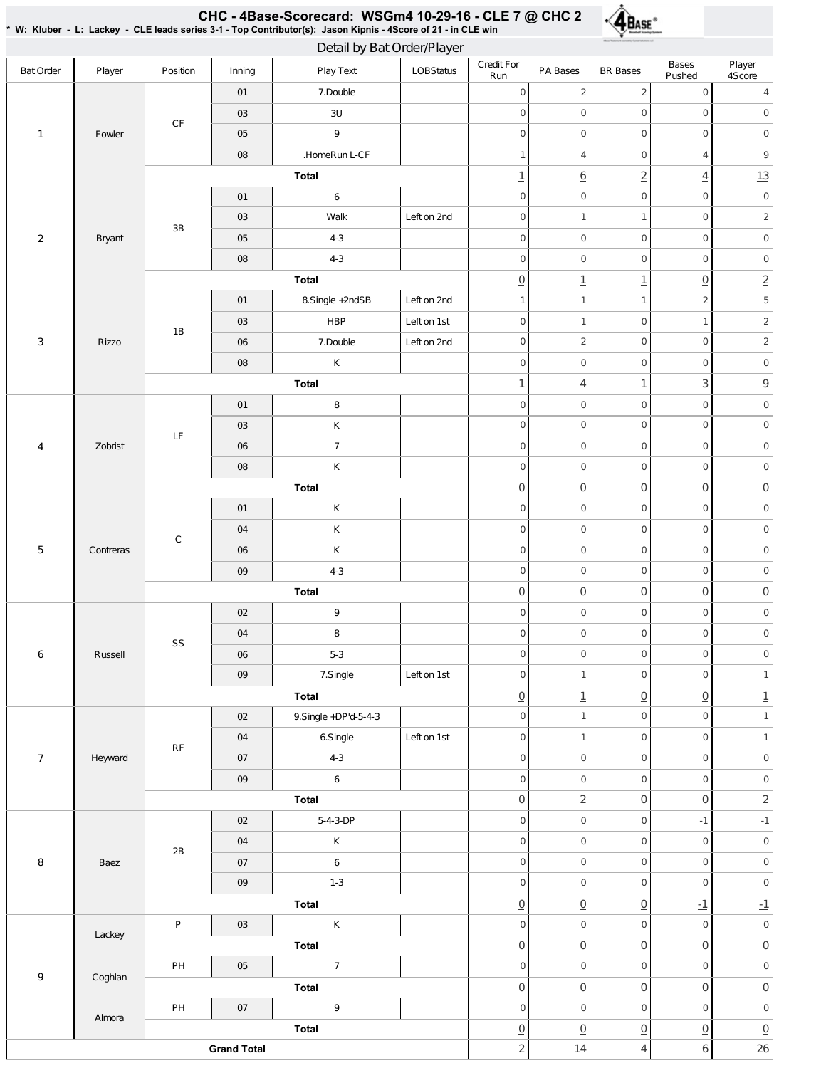# CHC - 4Base-Scorecard: WSGm4 10-29-16 - CLE 7 @ CHC 2

**\* W: Kluber - L: Lackey - CLE leads series 3-1 - Top Contributor(s): Jason Kipnis - 4Score of 21 - in CLE win**

## Detail by Bat Order/Player

| Bat Order | Player | Position | Inning | Play Text | LOBStatus | Credit For Run | PA Bases | BR Bases | Bases Pushed | Player 4Score |
|---|---|---|---|---|---|---|---|---|---|---|
| 1 | Fowler | CF | 01 | 7.Double | | 0 | 2 | 2 | 0 | 4 |
| | | | 03 | 3U | | 0 | 0 | 0 | 0 | 0 |
| | | | 05 | 9 | | 0 | 0 | 0 | 0 | 0 |
| | | | 08 | .HomeRun L-CF | | 1 | 4 | 0 | 4 | 9 |
| | | Total | | | | 1 | 6 | 2 | 4 | 13 |
| 2 | Bryant | 3B | 01 | 6 | | 0 | 0 | 0 | 0 | 0 |
| | | | 03 | Walk | Left on 2nd | 0 | 1 | 1 | 0 | 2 |
| | | | 05 | 4-3 | | 0 | 0 | 0 | 0 | 0 |
| | | | 08 | 4-3 | | 0 | 0 | 0 | 0 | 0 |
| | | Total | | | | 0 | 1 | 1 | 0 | 2 |
| 3 | Rizzo | 1B | 01 | 8.Single +2ndSB | Left on 2nd | 1 | 1 | 1 | 2 | 5 |
| | | | 03 | HBP | Left on 1st | 0 | 1 | 0 | 1 | 2 |
| | | | 06 | 7.Double | Left on 2nd | 0 | 2 | 0 | 0 | 2 |
| | | | 08 | K | | 0 | 0 | 0 | 0 | 0 |
| | | Total | | | | 1 | 4 | 1 | 3 | 9 |
| 4 | Zobrist | LF | 01 | 8 | | 0 | 0 | 0 | 0 | 0 |
| | | | 03 | K | | 0 | 0 | 0 | 0 | 0 |
| | | | 06 | 7 | | 0 | 0 | 0 | 0 | 0 |
| | | | 08 | K | | 0 | 0 | 0 | 0 | 0 |
| | | Total | | | | 0 | 0 | 0 | 0 | 0 |
| 5 | Contreras | C | 01 | K | | 0 | 0 | 0 | 0 | 0 |
| | | | 04 | K | | 0 | 0 | 0 | 0 | 0 |
| | | | 06 | K | | 0 | 0 | 0 | 0 | 0 |
| | | | 09 | 4-3 | | 0 | 0 | 0 | 0 | 0 |
| | | Total | | | | 0 | 0 | 0 | 0 | 0 |
| 6 | Russell | SS | 02 | 9 | | 0 | 0 | 0 | 0 | 0 |
| | | | 04 | 8 | | 0 | 0 | 0 | 0 | 0 |
| | | | 06 | 5-3 | | 0 | 0 | 0 | 0 | 0 |
| | | | 09 | 7.Single | Left on 1st | 0 | 1 | 0 | 0 | 1 |
| | | Total | | | | 0 | 1 | 0 | 0 | 1 |
| 7 | Heyward | RF | 02 | 9.Single +DP'd-5-4-3 | | 0 | 1 | 0 | 0 | 1 |
| | | | 04 | 6.Single | Left on 1st | 0 | 1 | 0 | 0 | 1 |
| | | | 07 | 4-3 | | 0 | 0 | 0 | 0 | 0 |
| | | | 09 | 6 | | 0 | 0 | 0 | 0 | 0 |
| | | Total | | | | 0 | 2 | 0 | 0 | 2 |
| 8 | Baez | 2B | 02 | 5-4-3-DP | | 0 | 0 | 0 | -1 | -1 |
| | | | 04 | K | | 0 | 0 | 0 | 0 | 0 |
| | | | 07 | 6 | | 0 | 0 | 0 | 0 | 0 |
| | | | 09 | 1-3 | | 0 | 0 | 0 | 0 | 0 |
| | | Total | | | | 0 | 0 | 0 | -1 | -1 |
| 9 | Lackey | P | 03 | K | | 0 | 0 | 0 | 0 | 0 |
| | | Total | | | | 0 | 0 | 0 | 0 | 0 |
| | Coghlan | PH | 05 | 7 | | 0 | 0 | 0 | 0 | 0 |
| | | Total | | | | 0 | 0 | 0 | 0 | 0 |
| | Almora | PH | 07 | 9 | | 0 | 0 | 0 | 0 | 0 |
| | | Total | | | | 0 | 0 | 0 | 0 | 0 |
| Grand Total | | | | | | 2 | 14 | 4 | 6 | 26 |